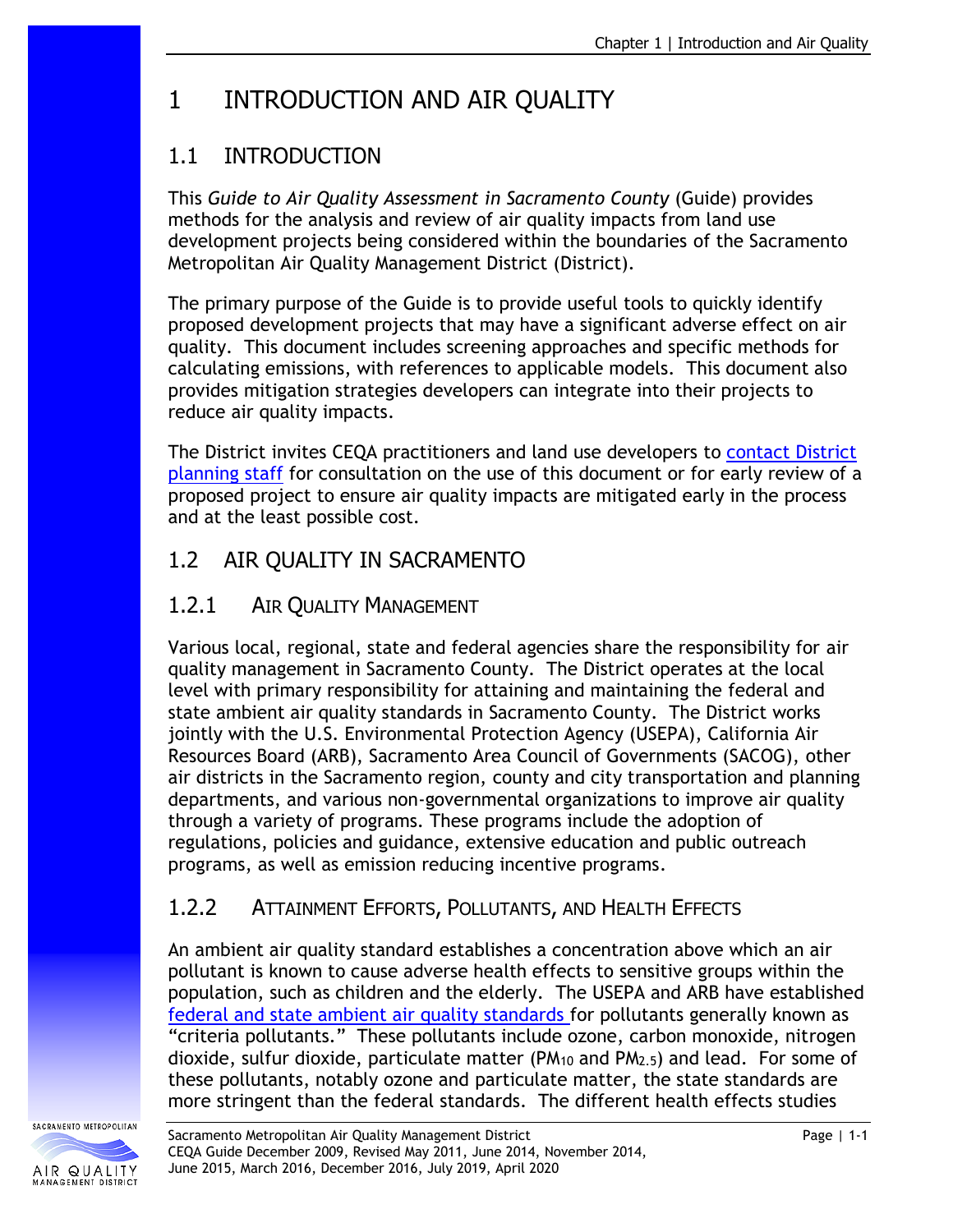# 1 INTRODUCTION AND AIR QUALITY

## 1.1 INTRODUCTION

This *Guide to Air Quality Assessment in Sacramento County* (Guide) provides methods for the analysis and review of air quality impacts from land use development projects being considered within the boundaries of the Sacramento Metropolitan Air Quality Management District (District).

The primary purpose of the Guide is to provide useful tools to quickly identify proposed development projects that may have a significant adverse effect on air quality. This document includes screening approaches and specific methods for calculating emissions, with references to applicable models. This document also provides mitigation strategies developers can integrate into their projects to reduce air quality impacts.

The District invites CEQA practitioners and land use developers to contact District planning staff for consultation on the use of this document or for early review of a proposed project to ensure air quality impacts are mitigated early in the process and at the least possible cost.

## 1.2 AIR QUALITY IN SACRAMENTO

### 1.2.1 AIR QUALITY MANAGEMENT

Various local, regional, state and federal agencies share the responsibility for air quality management in Sacramento County. The District operates at the local level with primary responsibility for attaining and maintaining the federal and state ambient air quality standards in Sacramento County. The District works jointly with the U.S. Environmental Protection Agency (USEPA), California Air Resources Board (ARB), Sacramento Area Council of Governments (SACOG), other air districts in the Sacramento region, county and city transportation and planning departments, and various non-governmental organizations to improve air quality through a variety of programs. These programs include the adoption of regulations, policies and guidance, extensive education and public outreach programs, as well as emission reducing incentive programs.

### 1.2.2 ATTAINMENT EFFORTS, POLLUTANTS, AND HEALTH EFFECTS

An ambient air quality standard establishes a concentration above which an air pollutant is known to cause adverse health effects to sensitive groups within the population, such as children and the elderly. The USEPA and ARB have established federal and state ambient air quality standards for pollutants generally known as "criteria pollutants." These pollutants include ozone, carbon monoxide, nitrogen dioxide, sulfur dioxide, particulate matter ($PM_{10}$ and $PM_{2.5}$) and lead. For some of these pollutants, notably ozone and particulate matter, the state standards are more stringent than the federal standards. The different health effects studies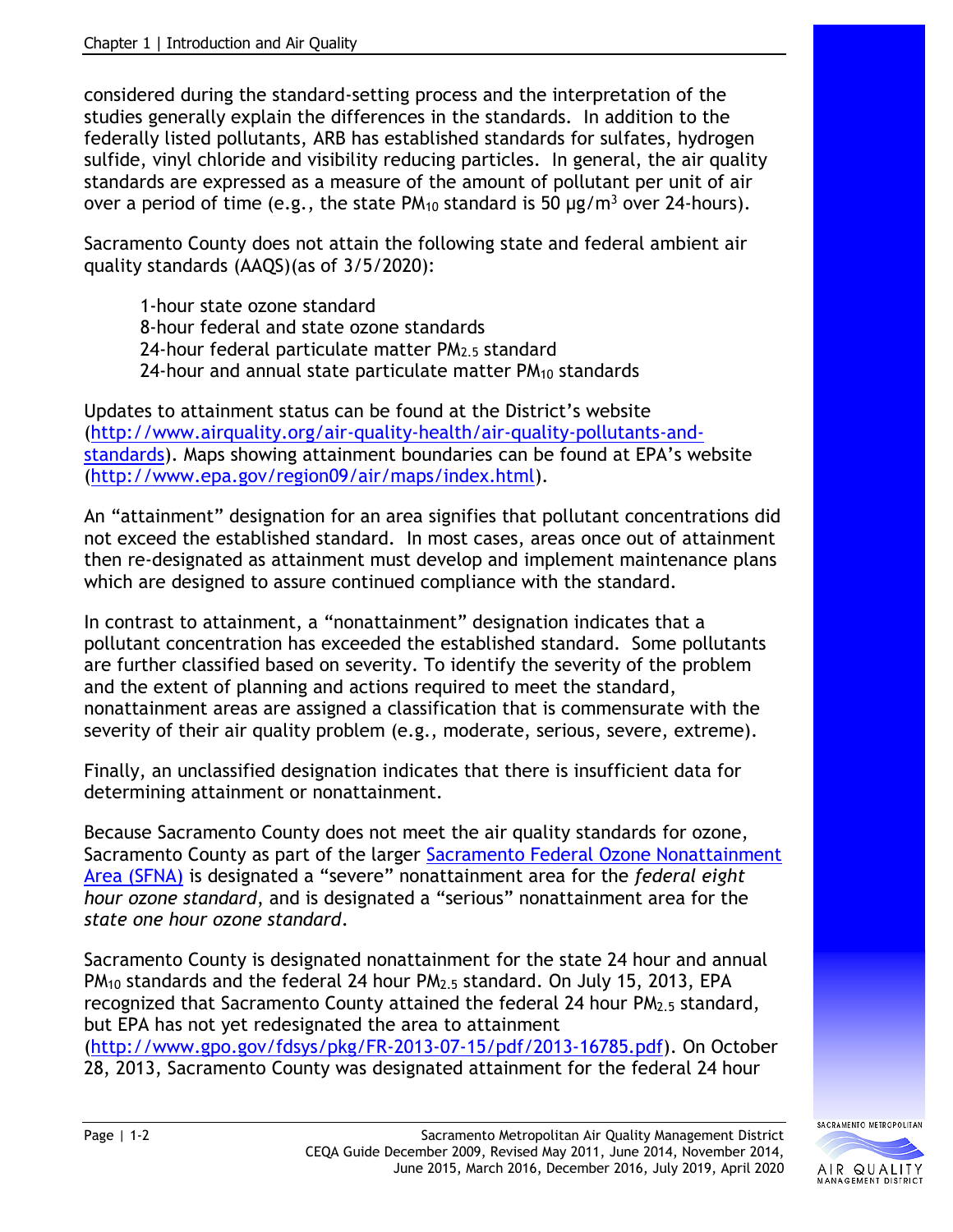considered during the standard-setting process and the interpretation of the studies generally explain the differences in the standards. In addition to the federally listed pollutants, ARB has established standards for sulfates, hydrogen sulfide, vinyl chloride and visibility reducing particles. In general, the air quality standards are expressed as a measure of the amount of pollutant per unit of air over a period of time (e.g., the state $PM_{10}$ standard is 50 µg/$m^3$ over 24-hours).

Sacramento County does not attain the following state and federal ambient air quality standards (AAQS)(as of 3/5/2020):

- 1-hour state ozone standard
- 8-hour federal and state ozone standards
- 24-hour federal particulate matter $PM_{2.5}$ standard
- 24-hour and annual state particulate matter $PM_{10}$ standards

Updates to attainment status can be found at the District's website ([http://www.airquality.org/air-quality-health/air-quality-pollutants-and-standards](http://www.airquality.org/air-quality-health/air-quality-pollutants-and-standards)). Maps showing attainment boundaries can be found at EPA's website ([http://www.epa.gov/region09/air/maps/index.html](http://www.epa.gov/region09/air/maps/index.html)).

An "attainment" designation for an area signifies that pollutant concentrations did not exceed the established standard. In most cases, areas once out of attainment then re-designated as attainment must develop and implement maintenance plans which are designed to assure continued compliance with the standard.

In contrast to attainment, a "nonattainment" designation indicates that a pollutant concentration has exceeded the established standard. Some pollutants are further classified based on severity. To identify the severity of the problem and the extent of planning and actions required to meet the standard, nonattainment areas are assigned a classification that is commensurate with the severity of their air quality problem (e.g., moderate, serious, severe, extreme).

Finally, an unclassified designation indicates that there is insufficient data for determining attainment or nonattainment.

Because Sacramento County does not meet the air quality standards for ozone, Sacramento County as part of the larger Sacramento Federal Ozone Nonattainment Area (SFNA) is designated a "severe" nonattainment area for the *federal eight hour ozone standard*, and is designated a "serious" nonattainment area for the *state one hour ozone standard*.

Sacramento County is designated nonattainment for the state 24 hour and annual $PM_{10}$ standards and the federal 24 hour $PM_{2.5}$ standard. On July 15, 2013, EPA recognized that Sacramento County attained the federal 24 hour $PM_{2.5}$ standard, but EPA has not yet redesignated the area to attainment ([http://www.gpo.gov/fdsys/pkg/FR-2013-07-15/pdf/2013-16785.pdf](http://www.gpo.gov/fdsys/pkg/FR-2013-07-15/pdf/2013-16785.pdf)). On October 28, 2013, Sacramento County was designated attainment for the federal 24 hour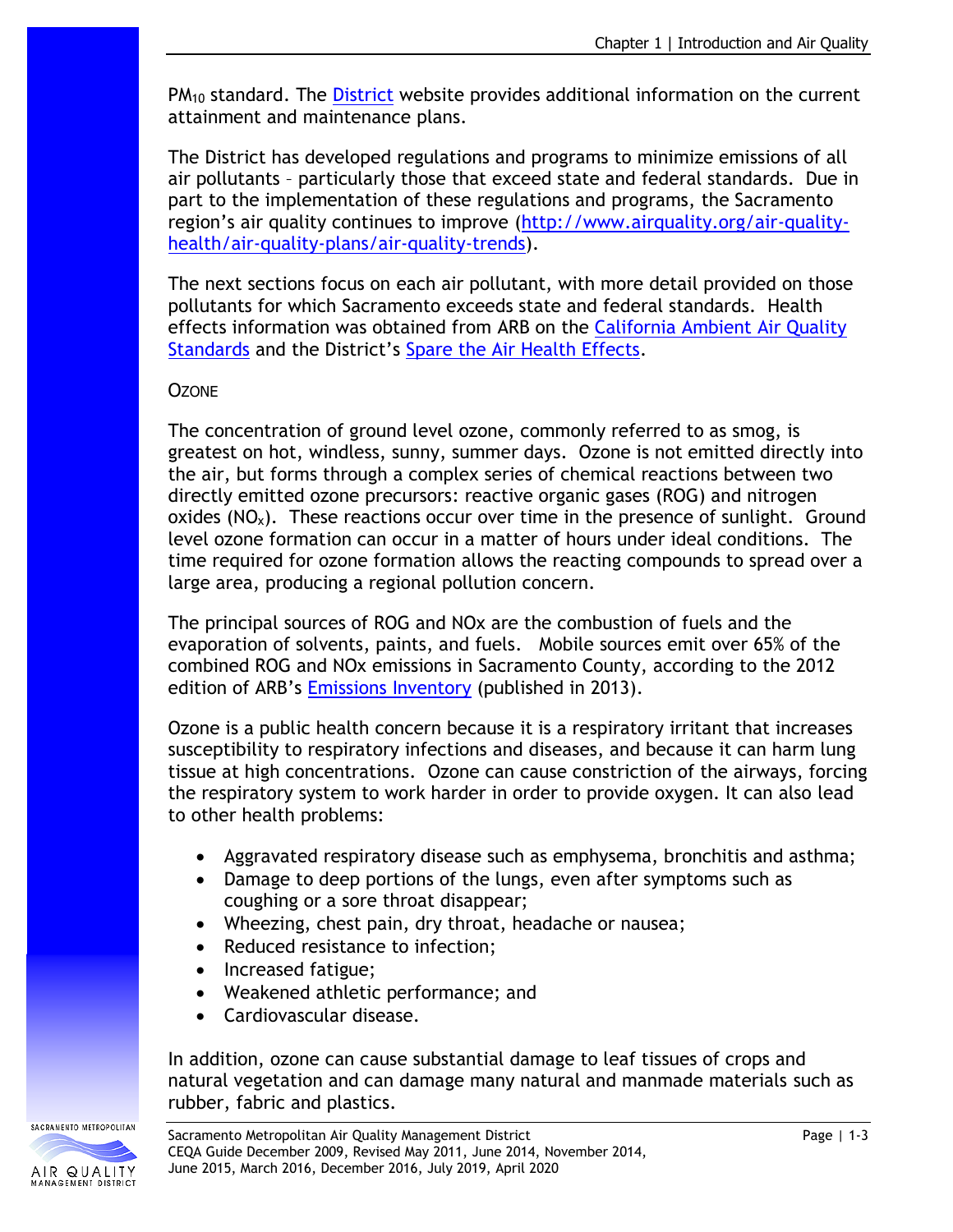$PM_{10}$ standard. The [District](#) website provides additional information on the current attainment and maintenance plans.

The District has developed regulations and programs to minimize emissions of all air pollutants – particularly those that exceed state and federal standards. Due in part to the implementation of these regulations and programs, the Sacramento region's air quality continues to improve (http://www.airquality.org/air-quality-health/air-quality-plans/air-quality-trends).

The next sections focus on each air pollutant, with more detail provided on those pollutants for which Sacramento exceeds state and federal standards. Health effects information was obtained from ARB on the California Ambient Air Quality Standards and the District's Spare the Air Health Effects.

### Ozone

The concentration of ground level ozone, commonly referred to as smog, is greatest on hot, windless, sunny, summer days. Ozone is not emitted directly into the air, but forms through a complex series of chemical reactions between two directly emitted ozone precursors: reactive organic gases (ROG) and nitrogen oxides ($NO_x$). These reactions occur over time in the presence of sunlight. Ground level ozone formation can occur in a matter of hours under ideal conditions. The time required for ozone formation allows the reacting compounds to spread over a large area, producing a regional pollution concern.

The principal sources of ROG and NOx are the combustion of fuels and the evaporation of solvents, paints, and fuels. Mobile sources emit over 65% of the combined ROG and NOx emissions in Sacramento County, according to the 2012 edition of ARB's Emissions Inventory (published in 2013).

Ozone is a public health concern because it is a respiratory irritant that increases susceptibility to respiratory infections and diseases, and because it can harm lung tissue at high concentrations. Ozone can cause constriction of the airways, forcing the respiratory system to work harder in order to provide oxygen. It can also lead to other health problems:

- Aggravated respiratory disease such as emphysema, bronchitis and asthma;
- Damage to deep portions of the lungs, even after symptoms such as coughing or a sore throat disappear;
- Wheezing, chest pain, dry throat, headache or nausea;
- Reduced resistance to infection;
- Increased fatigue;
- Weakened athletic performance; and
- Cardiovascular disease.

In addition, ozone can cause substantial damage to leaf tissues of crops and natural vegetation and can damage many natural and manmade materials such as rubber, fabric and plastics.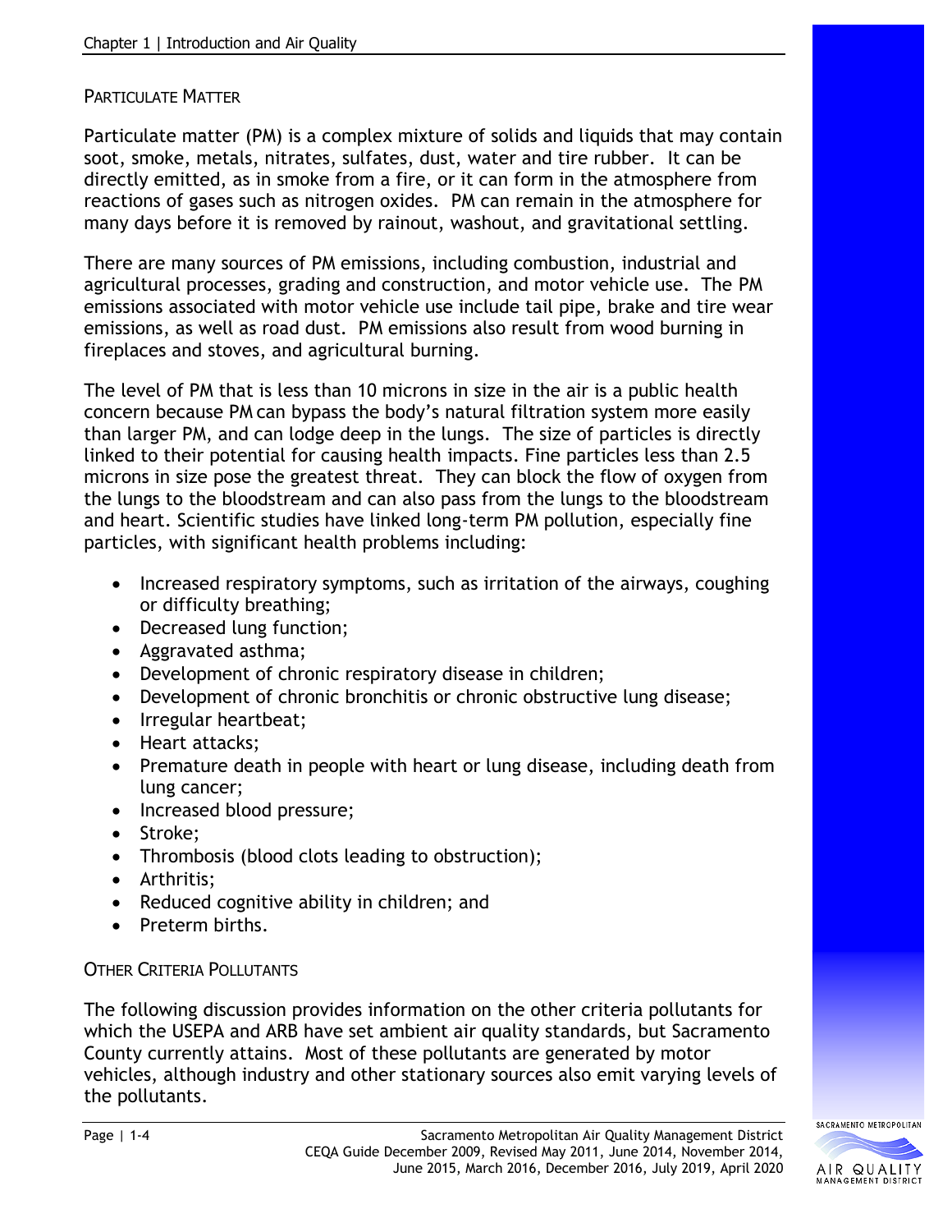### PARTICULATE MATTER

Particulate matter (PM) is a complex mixture of solids and liquids that may contain soot, smoke, metals, nitrates, sulfates, dust, water and tire rubber. It can be directly emitted, as in smoke from a fire, or it can form in the atmosphere from reactions of gases such as nitrogen oxides. PM can remain in the atmosphere for many days before it is removed by rainout, washout, and gravitational settling.

There are many sources of PM emissions, including combustion, industrial and agricultural processes, grading and construction, and motor vehicle use. The PM emissions associated with motor vehicle use include tail pipe, brake and tire wear emissions, as well as road dust. PM emissions also result from wood burning in fireplaces and stoves, and agricultural burning.

The level of PM that is less than 10 microns in size in the air is a public health concern because PM can bypass the body's natural filtration system more easily than larger PM, and can lodge deep in the lungs. The size of particles is directly linked to their potential for causing health impacts. Fine particles less than 2.5 microns in size pose the greatest threat. They can block the flow of oxygen from the lungs to the bloodstream and can also pass from the lungs to the bloodstream and heart. Scientific studies have linked long-term PM pollution, especially fine particles, with significant health problems including:

- Increased respiratory symptoms, such as irritation of the airways, coughing or difficulty breathing;
- Decreased lung function;
- Aggravated asthma;
- Development of chronic respiratory disease in children;
- Development of chronic bronchitis or chronic obstructive lung disease;
- Irregular heartbeat;
- Heart attacks;
- Premature death in people with heart or lung disease, including death from lung cancer;
- Increased blood pressure;
- Stroke;
- Thrombosis (blood clots leading to obstruction);
- Arthritis;
- Reduced cognitive ability in children; and
- Preterm births.

### OTHER CRITERIA POLLUTANTS

The following discussion provides information on the other criteria pollutants for which the USEPA and ARB have set ambient air quality standards, but Sacramento County currently attains. Most of these pollutants are generated by motor vehicles, although industry and other stationary sources also emit varying levels of the pollutants.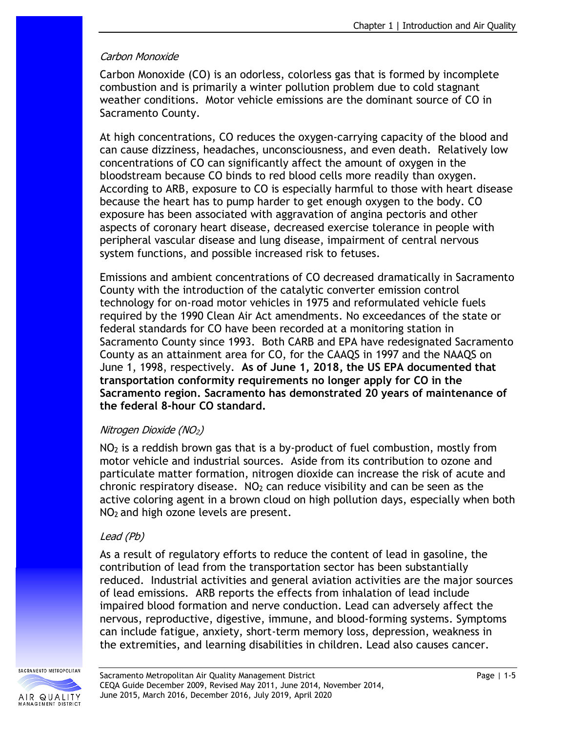*Carbon Monoxide*

Carbon Monoxide (CO) is an odorless, colorless gas that is formed by incomplete combustion and is primarily a winter pollution problem due to cold stagnant weather conditions. Motor vehicle emissions are the dominant source of CO in Sacramento County.

At high concentrations, CO reduces the oxygen-carrying capacity of the blood and can cause dizziness, headaches, unconsciousness, and even death. Relatively low concentrations of CO can significantly affect the amount of oxygen in the bloodstream because CO binds to red blood cells more readily than oxygen. According to ARB, exposure to CO is especially harmful to those with heart disease because the heart has to pump harder to get enough oxygen to the body. CO exposure has been associated with aggravation of angina pectoris and other aspects of coronary heart disease, decreased exercise tolerance in people with peripheral vascular disease and lung disease, impairment of central nervous system functions, and possible increased risk to fetuses.

Emissions and ambient concentrations of CO decreased dramatically in Sacramento County with the introduction of the catalytic converter emission control technology for on-road motor vehicles in 1975 and reformulated vehicle fuels required by the 1990 Clean Air Act amendments. No exceedances of the state or federal standards for CO have been recorded at a monitoring station in Sacramento County since 1993. Both CARB and EPA have redesignated Sacramento County as an attainment area for CO, for the CAAQS in 1997 and the NAAQS on June 1, 1998, respectively. **As of June 1, 2018, the US EPA documented that transportation conformity requirements no longer apply for CO in the Sacramento region. Sacramento has demonstrated 20 years of maintenance of the federal 8-hour CO standard.**

*Nitrogen Dioxide ($NO_2$)*

$NO_2$ is a reddish brown gas that is a by-product of fuel combustion, mostly from motor vehicle and industrial sources. Aside from its contribution to ozone and particulate matter formation, nitrogen dioxide can increase the risk of acute and chronic respiratory disease. $NO_2$ can reduce visibility and can be seen as the active coloring agent in a brown cloud on high pollution days, especially when both $NO_2$ and high ozone levels are present.

*Lead (Pb)*

As a result of regulatory efforts to reduce the content of lead in gasoline, the contribution of lead from the transportation sector has been substantially reduced. Industrial activities and general aviation activities are the major sources of lead emissions. ARB reports the effects from inhalation of lead include impaired blood formation and nerve conduction. Lead can adversely affect the nervous, reproductive, digestive, immune, and blood-forming systems. Symptoms can include fatigue, anxiety, short-term memory loss, depression, weakness in the extremities, and learning disabilities in children. Lead also causes cancer.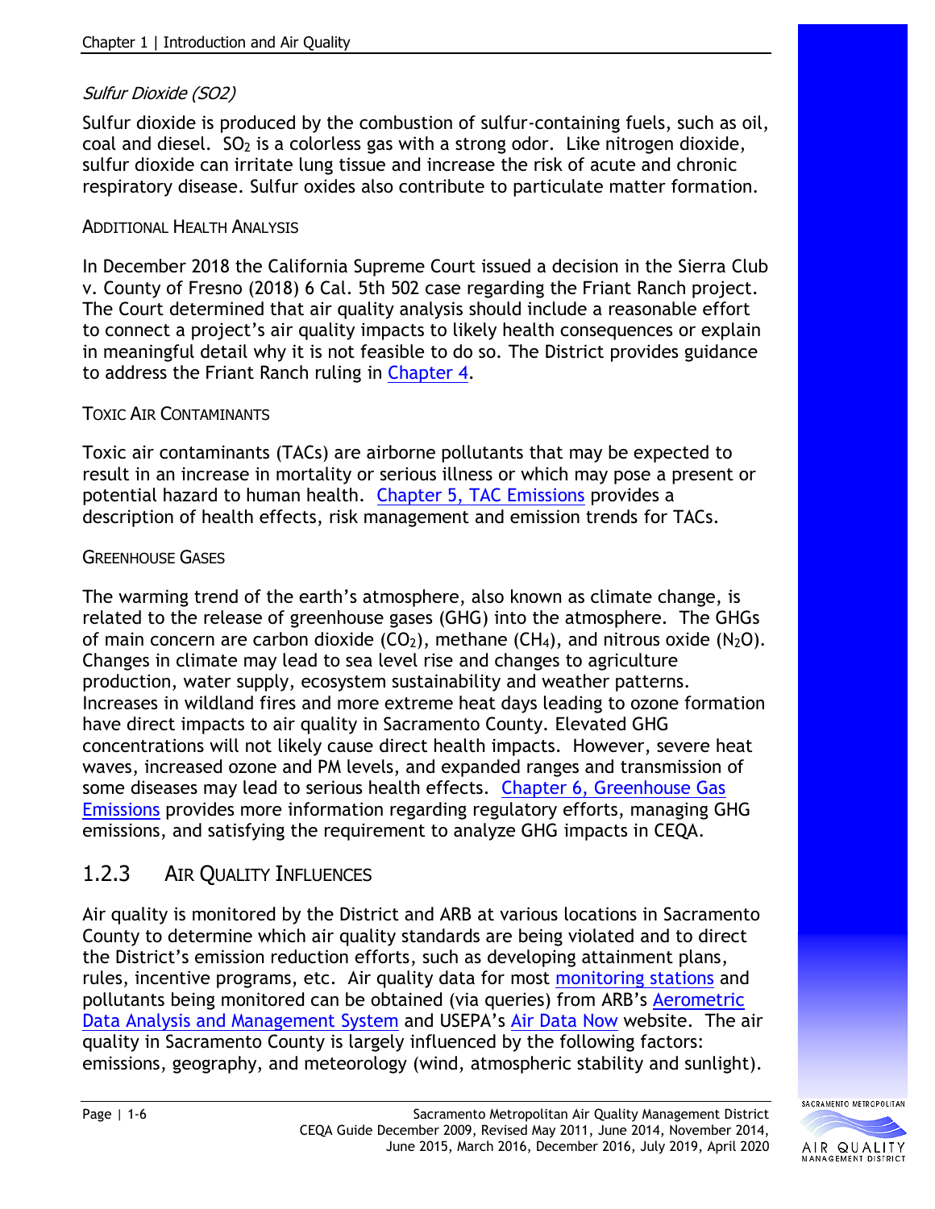### *Sulfur Dioxide (SO2)*

Sulfur dioxide is produced by the combustion of sulfur-containing fuels, such as oil, coal and diesel. $SO_2$ is a colorless gas with a strong odor. Like nitrogen dioxide, sulfur dioxide can irritate lung tissue and increase the risk of acute and chronic respiratory disease. Sulfur oxides also contribute to particulate matter formation.

#### ADDITIONAL HEALTH ANALYSIS

In December 2018 the California Supreme Court issued a decision in the Sierra Club v. County of Fresno (2018) 6 Cal. 5th 502 case regarding the Friant Ranch project. The Court determined that air quality analysis should include a reasonable effort to connect a project's air quality impacts to likely health consequences or explain in meaningful detail why it is not feasible to do so. The District provides guidance to address the Friant Ranch ruling in Chapter 4.

#### TOXIC AIR CONTAMINANTS

Toxic air contaminants (TACs) are airborne pollutants that may be expected to result in an increase in mortality or serious illness or which may pose a present or potential hazard to human health. Chapter 5, TAC Emissions provides a description of health effects, risk management and emission trends for TACs.

#### GREENHOUSE GASES

The warming trend of the earth's atmosphere, also known as climate change, is related to the release of greenhouse gases (GHG) into the atmosphere. The GHGs of main concern are carbon dioxide ($CO_2$), methane ($CH_4$), and nitrous oxide ($N_2O$). Changes in climate may lead to sea level rise and changes to agriculture production, water supply, ecosystem sustainability and weather patterns. Increases in wildland fires and more extreme heat days leading to ozone formation have direct impacts to air quality in Sacramento County. Elevated GHG concentrations will not likely cause direct health impacts. However, severe heat waves, increased ozone and PM levels, and expanded ranges and transmission of some diseases may lead to serious health effects. Chapter 6, Greenhouse Gas Emissions provides more information regarding regulatory efforts, managing GHG emissions, and satisfying the requirement to analyze GHG impacts in CEQA.

## 1.2.3 AIR QUALITY INFLUENCES

Air quality is monitored by the District and ARB at various locations in Sacramento County to determine which air quality standards are being violated and to direct the District's emission reduction efforts, such as developing attainment plans, rules, incentive programs, etc. Air quality data for most monitoring stations and pollutants being monitored can be obtained (via queries) from ARB's Aerometric Data Analysis and Management System and USEPA's Air Data Now website. The air quality in Sacramento County is largely influenced by the following factors: emissions, geography, and meteorology (wind, atmospheric stability and sunlight).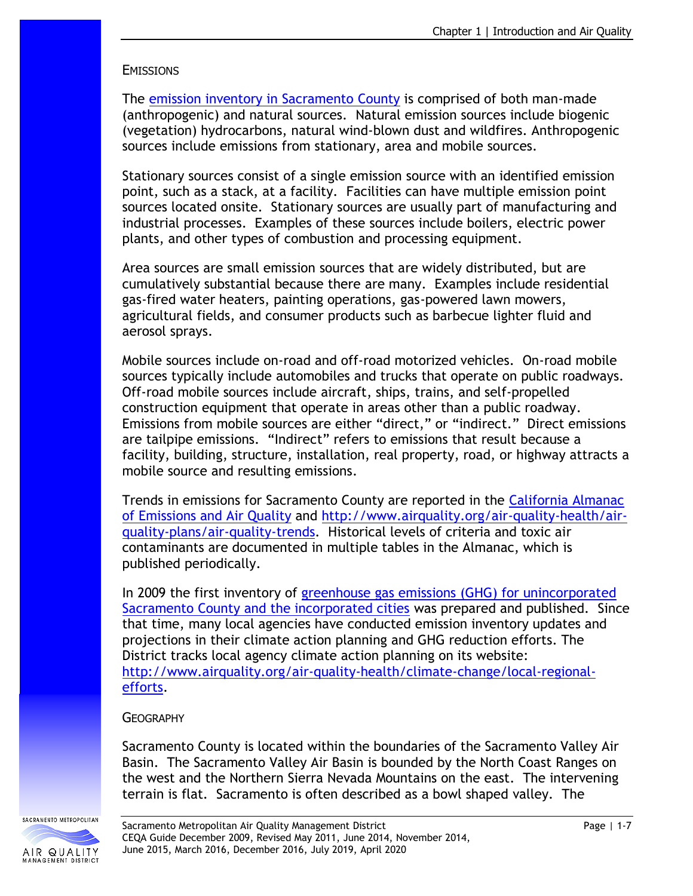### Emissions

The [emission inventory in Sacramento County](#) is comprised of both man-made (anthropogenic) and natural sources. Natural emission sources include biogenic (vegetation) hydrocarbons, natural wind-blown dust and wildfires. Anthropogenic sources include emissions from stationary, area and mobile sources.

Stationary sources consist of a single emission source with an identified emission point, such as a stack, at a facility. Facilities can have multiple emission point sources located onsite. Stationary sources are usually part of manufacturing and industrial processes. Examples of these sources include boilers, electric power plants, and other types of combustion and processing equipment.

Area sources are small emission sources that are widely distributed, but are cumulatively substantial because there are many. Examples include residential gas-fired water heaters, painting operations, gas-powered lawn mowers, agricultural fields, and consumer products such as barbecue lighter fluid and aerosol sprays.

Mobile sources include on-road and off-road motorized vehicles. On-road mobile sources typically include automobiles and trucks that operate on public roadways. Off-road mobile sources include aircraft, ships, trains, and self-propelled construction equipment that operate in areas other than a public roadway. Emissions from mobile sources are either "direct," or "indirect." Direct emissions are tailpipe emissions. "Indirect" refers to emissions that result because a facility, building, structure, installation, real property, road, or highway attracts a mobile source and resulting emissions.

Trends in emissions for Sacramento County are reported in the California Almanac of Emissions and Air Quality and http://www.airquality.org/air-quality-health/air-quality-plans/air-quality-trends. Historical levels of criteria and toxic air contaminants are documented in multiple tables in the Almanac, which is published periodically.

In 2009 the first inventory of greenhouse gas emissions (GHG) for unincorporated Sacramento County and the incorporated cities was prepared and published. Since that time, many local agencies have conducted emission inventory updates and projections in their climate action planning and GHG reduction efforts. The District tracks local agency climate action planning on its website: http://www.airquality.org/air-quality-health/climate-change/local-regional-efforts.

### Geography

Sacramento County is located within the boundaries of the Sacramento Valley Air Basin. The Sacramento Valley Air Basin is bounded by the North Coast Ranges on the west and the Northern Sierra Nevada Mountains on the east. The intervening terrain is flat. Sacramento is often described as a bowl shaped valley. The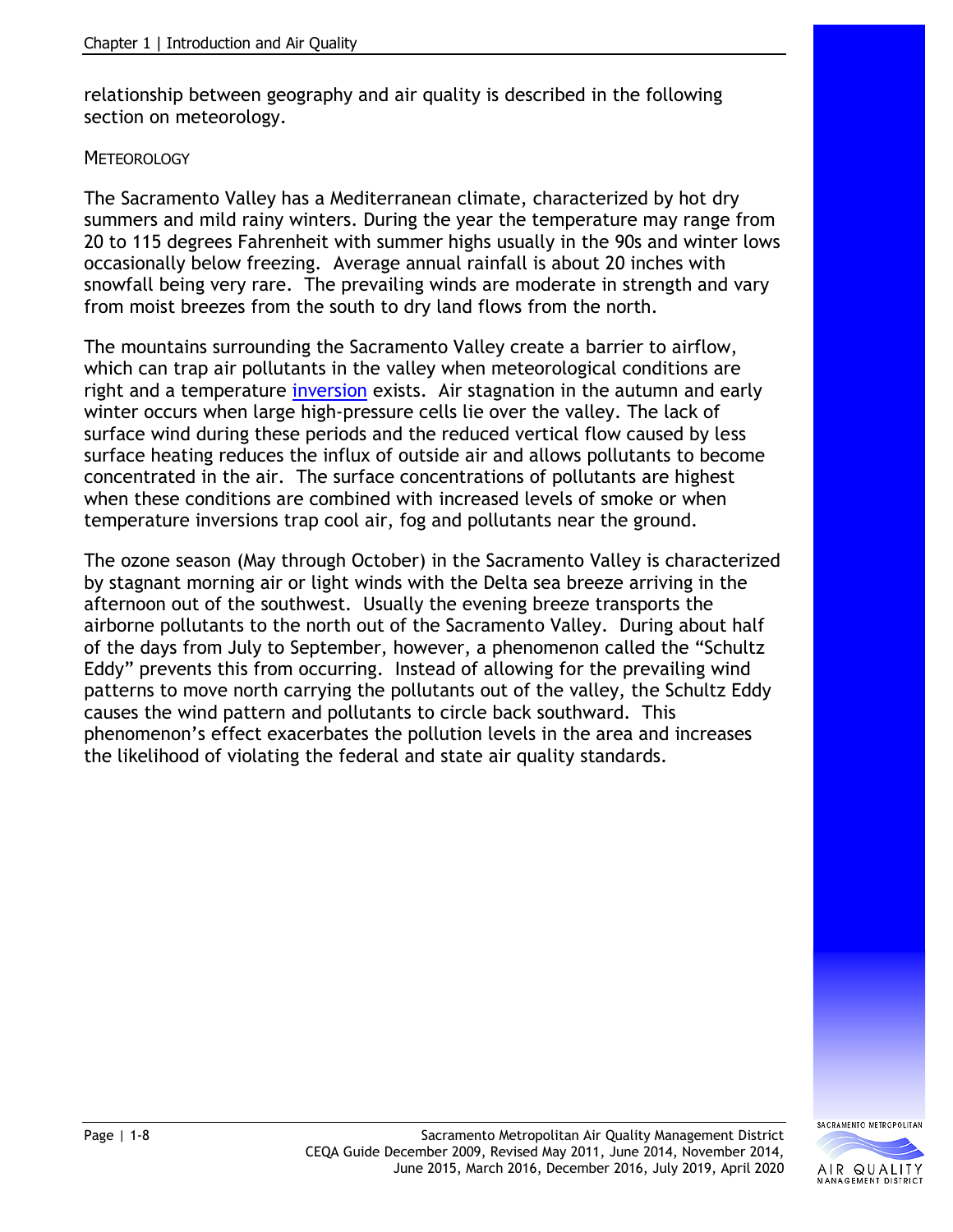relationship between geography and air quality is described in the following section on meteorology.

### METEOROLOGY

The Sacramento Valley has a Mediterranean climate, characterized by hot dry summers and mild rainy winters. During the year the temperature may range from 20 to 115 degrees Fahrenheit with summer highs usually in the 90s and winter lows occasionally below freezing. Average annual rainfall is about 20 inches with snowfall being very rare. The prevailing winds are moderate in strength and vary from moist breezes from the south to dry land flows from the north.

The mountains surrounding the Sacramento Valley create a barrier to airflow, which can trap air pollutants in the valley when meteorological conditions are right and a temperature inversion exists. Air stagnation in the autumn and early winter occurs when large high-pressure cells lie over the valley. The lack of surface wind during these periods and the reduced vertical flow caused by less surface heating reduces the influx of outside air and allows pollutants to become concentrated in the air. The surface concentrations of pollutants are highest when these conditions are combined with increased levels of smoke or when temperature inversions trap cool air, fog and pollutants near the ground.

The ozone season (May through October) in the Sacramento Valley is characterized by stagnant morning air or light winds with the Delta sea breeze arriving in the afternoon out of the southwest. Usually the evening breeze transports the airborne pollutants to the north out of the Sacramento Valley. During about half of the days from July to September, however, a phenomenon called the "Schultz Eddy" prevents this from occurring. Instead of allowing for the prevailing wind patterns to move north carrying the pollutants out of the valley, the Schultz Eddy causes the wind pattern and pollutants to circle back southward. This phenomenon's effect exacerbates the pollution levels in the area and increases the likelihood of violating the federal and state air quality standards.